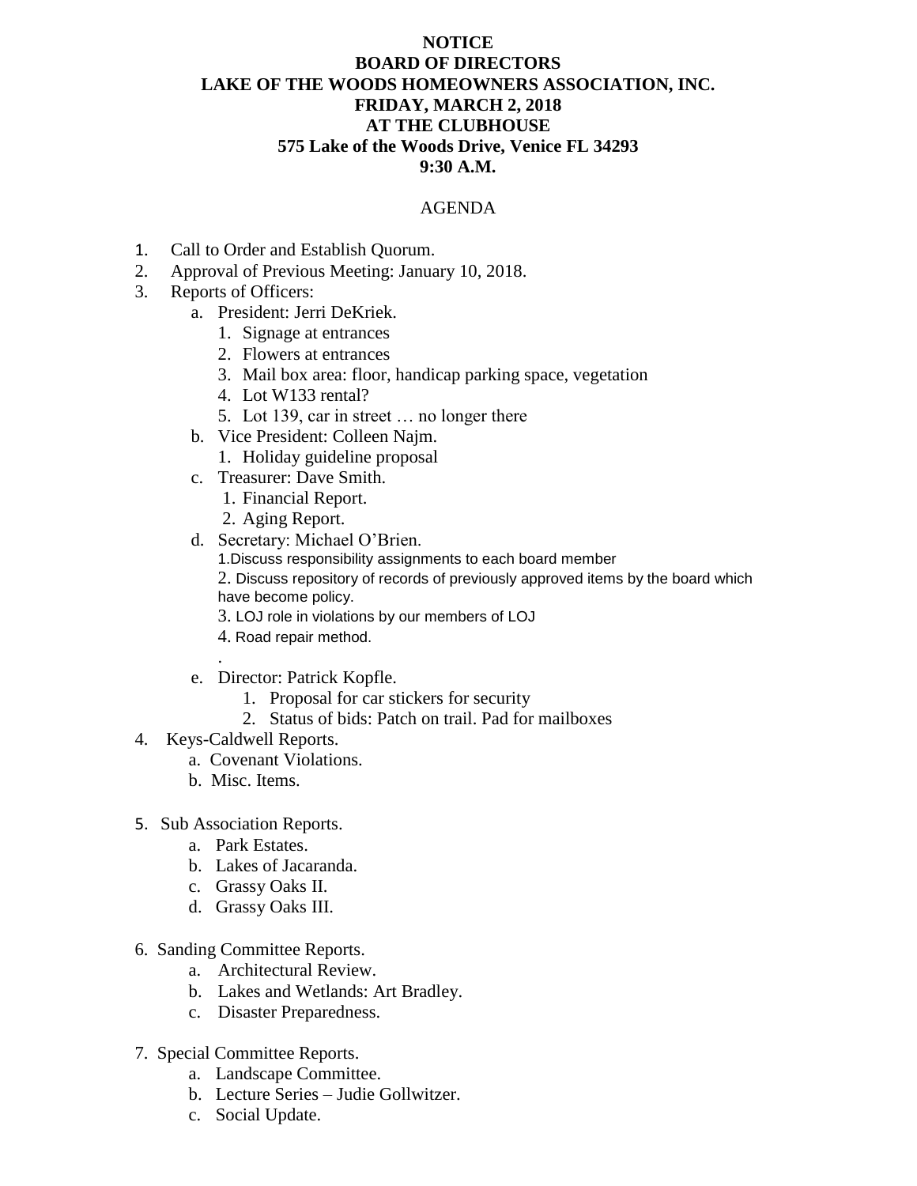**NOTICE**
**BOARD OF DIRECTORS**
**LAKE OF THE WOODS HOMEOWNERS ASSOCIATION, INC.**
**FRIDAY, MARCH 2, 2018**
**AT THE CLUBHOUSE**
**575 Lake of the Woods Drive, Venice FL 34293**
**9:30 A.M.**

AGENDA

1. Call to Order and Establish Quorum.
2. Approval of Previous Meeting: January 10, 2018.
3. Reports of Officers:
   a. President: Jerri DeKriek.
      1. Signage at entrances
      2. Flowers at entrances
      3. Mail box area: floor, handicap parking space, vegetation
      4. Lot W133 rental?
      5. Lot 139, car in street … no longer there
   b. Vice President: Colleen Najm.
      1. Holiday guideline proposal
   c. Treasurer: Dave Smith.
      1. Financial Report.
      2. Aging Report.
   d. Secretary: Michael O'Brien.
      1. Discuss responsibility assignments to each board member
      2. Discuss repository of records of previously approved items by the board which have become policy.
      3. LOJ role in violations by our members of LOJ
      4. Road repair method.

      .
   e. Director: Patrick Kopfle.
      1. Proposal for car stickers for security
      2. Status of bids: Patch on trail. Pad for mailboxes
4. Keys-Caldwell Reports.
   a. Covenant Violations.
   b. Misc. Items.

5. Sub Association Reports.
   a. Park Estates.
   b. Lakes of Jacaranda.
   c. Grassy Oaks II.
   d. Grassy Oaks III.

6. Sanding Committee Reports.
   a. Architectural Review.
   b. Lakes and Wetlands: Art Bradley.
   c. Disaster Preparedness.

7. Special Committee Reports.
   a. Landscape Committee.
   b. Lecture Series – Judie Gollwitzer.
   c. Social Update.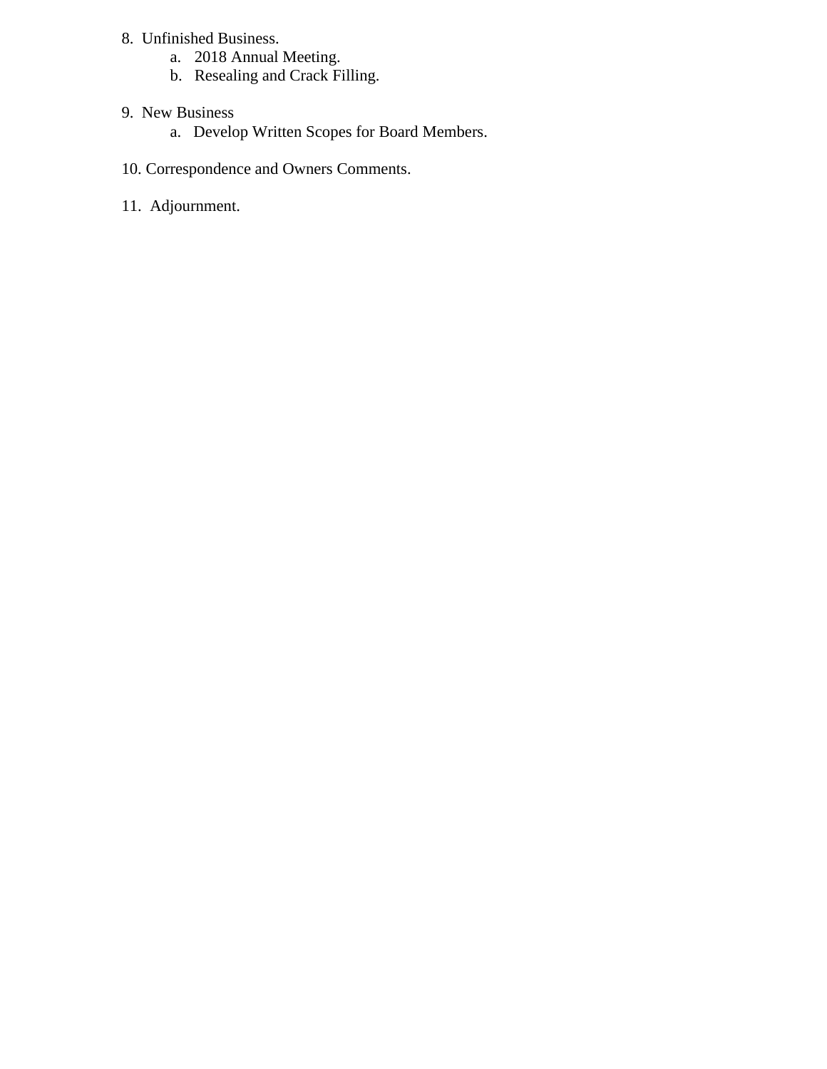8. Unfinished Business.
    a. 2018 Annual Meeting.
    b. Resealing and Crack Filling.

9. New Business
    a. Develop Written Scopes for Board Members.

10. Correspondence and Owners Comments.

11. Adjournment.